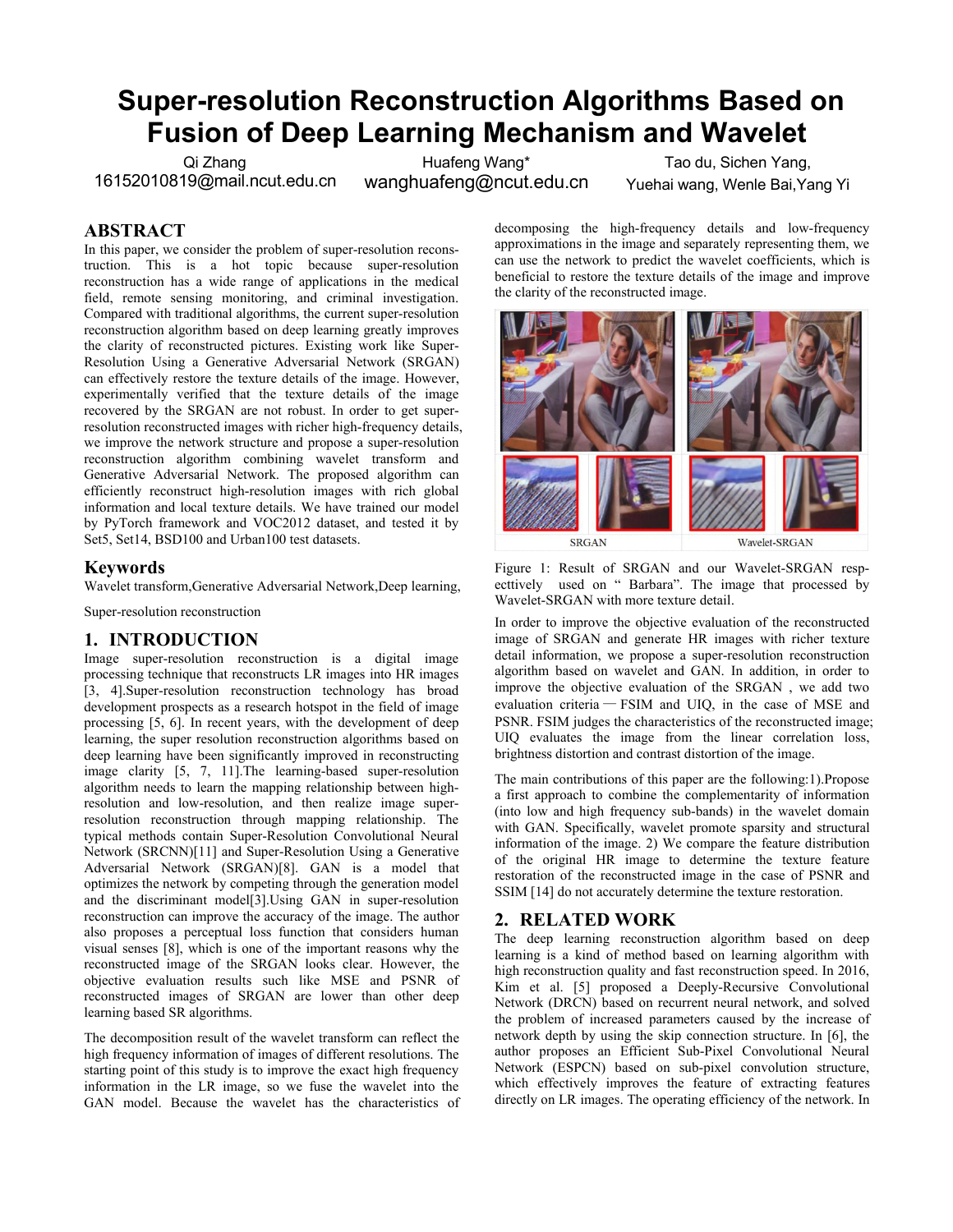# Super-resolution Reconstruction Algorithms Based on Fusion of Deep Learning Mechanism and Wavelet

Qi Zhang
16152010819@mail.ncut.edu.cn

Huafeng Wang*
wanghuafeng@ncut.edu.cn

Tao du, Sichen Yang, Yuehai wang, Wenle Bai, Yang Yi

## ABSTRACT

In this paper, we consider the problem of super-resolution reconstruction. This is a hot topic because super-resolution reconstruction has a wide range of applications in the medical field, remote sensing monitoring, and criminal investigation. Compared with traditional algorithms, the current super-resolution reconstruction algorithm based on deep learning greatly improves the clarity of reconstructed pictures. Existing work like Super-Resolution Using a Generative Adversarial Network (SRGAN) can effectively restore the texture details of the image. However, experimentally verified that the texture details of the image recovered by the SRGAN are not robust. In order to get super-resolution reconstructed images with richer high-frequency details, we improve the network structure and propose a super-resolution reconstruction algorithm combining wavelet transform and Generative Adversarial Network. The proposed algorithm can efficiently reconstruct high-resolution images with rich global information and local texture details. We have trained our model by PyTorch framework and VOC2012 dataset, and tested it by Set5, Set14, BSD100 and Urban100 test datasets.

## Keywords

Wavelet transform,Generative Adversarial Network,Deep learning,

Super-resolution reconstruction

## 1. INTRODUCTION

Image super-resolution reconstruction is a digital image processing technique that reconstructs LR images into HR images [3, 4].Super-resolution reconstruction technology has broad development prospects as a research hotspot in the field of image processing [5, 6]. In recent years, with the development of deep learning, the super resolution reconstruction algorithms based on deep learning have been significantly improved in reconstructing image clarity [5, 7, 11].The learning-based super-resolution algorithm needs to learn the mapping relationship between high-resolution and low-resolution, and then realize image super-resolution reconstruction through mapping relationship. The typical methods contain Super-Resolution Convolutional Neural Network (SRCNN)[11] and Super-Resolution Using a Generative Adversarial Network (SRGAN)[8]. GAN is a model that optimizes the network by competing through the generation model and the discriminant model[3].Using GAN in super-resolution reconstruction can improve the accuracy of the image. The author also proposes a perceptual loss function that considers human visual senses [8], which is one of the important reasons why the reconstructed image of the SRGAN looks clear. However, the objective evaluation results such like MSE and PSNR of reconstructed images of SRGAN are lower than other deep learning based SR algorithms.

The decomposition result of the wavelet transform can reflect the high frequency information of images of different resolutions. The starting point of this study is to improve the exact high frequency information in the LR image, so we fuse the wavelet into the GAN model. Because the wavelet has the characteristics of decomposing the high-frequency details and low-frequency approximations in the image and separately representing them, we can use the network to predict the wavelet coefficients, which is beneficial to restore the texture details of the image and improve the clarity of the reconstructed image.

SRGAN | Wavelet-SRGAN

Figure 1: Result of SRGAN and our Wavelet-SRGAN respecttively used on " Barbara". The image that processed by Wavelet-SRGAN with more texture detail.

In order to improve the objective evaluation of the reconstructed image of SRGAN and generate HR images with richer texture detail information, we propose a super-resolution reconstruction algorithm based on wavelet and GAN. In addition, in order to improve the objective evaluation of the SRGAN , we add two evaluation criteria — FSIM and UIQ, in the case of MSE and PSNR. FSIM judges the characteristics of the reconstructed image; UIQ evaluates the image from the linear correlation loss, brightness distortion and contrast distortion of the image.

The main contributions of this paper are the following:1).Propose a first approach to combine the complementarity of information (into low and high frequency sub-bands) in the wavelet domain with GAN. Specifically, wavelet promote sparsity and structural information of the image. 2) We compare the feature distribution of the original HR image to determine the texture feature restoration of the reconstructed image in the case of PSNR and SSIM [14] do not accurately determine the texture restoration.

## 2. RELATED WORK

The deep learning reconstruction algorithm based on deep learning is a kind of method based on learning algorithm with high reconstruction quality and fast reconstruction speed. In 2016, Kim et al. [5] proposed a Deeply-Recursive Convolutional Network (DRCN) based on recurrent neural network, and solved the problem of increased parameters caused by the increase of network depth by using the skip connection structure. In [6], the author proposes an Efficient Sub-Pixel Convolutional Neural Network (ESPCN) based on sub-pixel convolution structure, which effectively improves the feature of extracting features directly on LR images. The operating efficiency of the network. In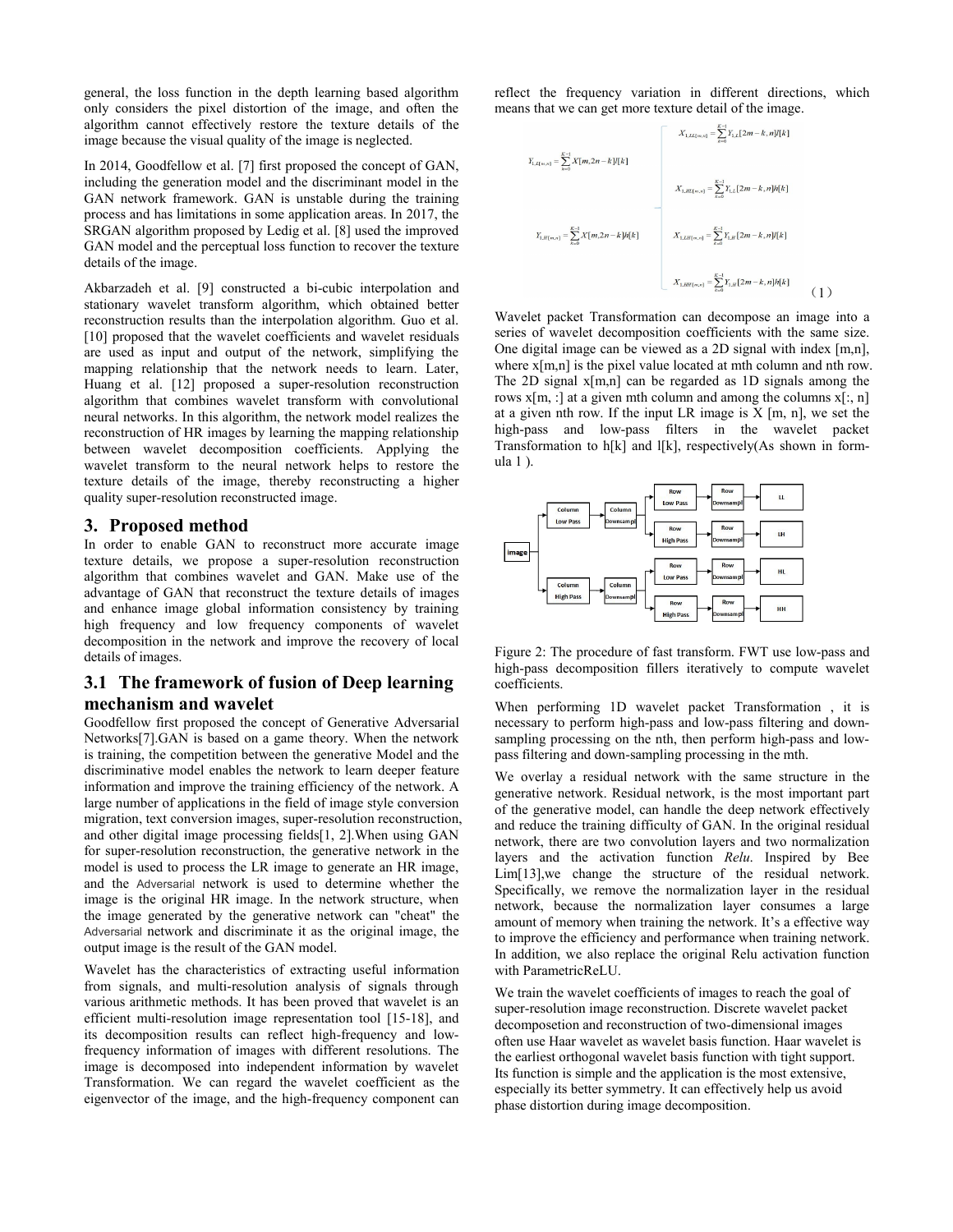general, the loss function in the depth learning based algorithm only considers the pixel distortion of the image, and often the algorithm cannot effectively restore the texture details of the image because the visual quality of the image is neglected.

In 2014, Goodfellow et al. [7] first proposed the concept of GAN, including the generation model and the discriminant model in the GAN network framework. GAN is unstable during the training process and has limitations in some application areas. In 2017, the SRGAN algorithm proposed by Ledig et al. [8] used the improved GAN model and the perceptual loss function to recover the texture details of the image.

Akbarzadeh et al. [9] constructed a bi-cubic interpolation and stationary wavelet transform algorithm, which obtained better reconstruction results than the interpolation algorithm. Guo et al. [10] proposed that the wavelet coefficients and wavelet residuals are used as input and output of the network, simplifying the mapping relationship that the network needs to learn. Later, Huang et al. [12] proposed a super-resolution reconstruction algorithm that combines wavelet transform with convolutional neural networks. In this algorithm, the network model realizes the reconstruction of HR images by learning the mapping relationship between wavelet decomposition coefficients. Applying the wavelet transform to the neural network helps to restore the texture details of the image, thereby reconstructing a higher quality super-resolution reconstructed image.

## 3. Proposed method

In order to enable GAN to reconstruct more accurate image texture details, we propose a super-resolution reconstruction algorithm that combines wavelet and GAN. Make use of the advantage of GAN that reconstruct the texture details of images and enhance image global information consistency by training high frequency and low frequency components of wavelet decomposition in the network and improve the recovery of local details of images.

### 3.1 The framework of fusion of Deep learning mechanism and wavelet

Goodfellow first proposed the concept of Generative Adversarial Networks[7].GAN is based on a game theory. When the network is training, the competition between the generative Model and the discriminative model enables the network to learn deeper feature information and improve the training efficiency of the network. A large number of applications in the field of image style conversion migration, text conversion images, super-resolution reconstruction, and other digital image processing fields[1, 2].When using GAN for super-resolution reconstruction, the generative network in the model is used to process the LR image to generate an HR image, and the Adversarial network is used to determine whether the image is the original HR image. In the network structure, when the image generated by the generative network can "cheat" the Adversarial network and discriminate it as the original image, the output image is the result of the GAN model.

Wavelet has the characteristics of extracting useful information from signals, and multi-resolution analysis of signals through various arithmetic methods. It has been proved that wavelet is an efficient multi-resolution image representation tool [15-18], and its decomposition results can reflect high-frequency and low-frequency information of images with different resolutions. The image is decomposed into independent information by wavelet Transformation. We can regard the wavelet coefficient as the eigenvector of the image, and the high-frequency component can reflect the frequency variation in different directions, which means that we can get more texture detail of the image.

$$
\begin{aligned}
Y_{1,L(m,n)} &= \sum_{k=0}^{K-1} X[m, 2n-k]l[k] \quad
\begin{cases}
X_{1,LL(m,n)} = \sum_{k=0}^{K-1} Y_{1,L}[2m-k, n]l[k] \\
X_{1,HL(m,n)} = \sum_{k=0}^{K-1} Y_{1,L}[2m-k, n]h[k]
\end{cases} \\
Y_{1,H(m,n)} &= \sum_{k=0}^{K-1} X[m, 2n-k]h[k] \quad
\begin{cases}
X_{1,LH(m,n)} = \sum_{k=0}^{K-1} Y_{1,H}[2m-k, n]l[k] \\
X_{1,HH(m,n)} = \sum_{k=0}^{K-1} Y_{1,H}[2m-k, n]h[k]
\end{cases}
\end{aligned} \tag{1}
$$

Wavelet packet Transformation can decompose an image into a series of wavelet decomposition coefficients with the same size. One digital image can be viewed as a 2D signal with index [m,n], where x[m,n] is the pixel value located at mth column and nth row. The 2D signal x[m,n] can be regarded as 1D signals among the rows x[m, :] at a given mth column and among the columns x[:, n] at a given nth row. If the input LR image is X [m, n], we set the high-pass and low-pass filters in the wavelet packet Transformation to h[k] and l[k], respectively(As shown in formula 1 ).

Figure 2: The procedure of fast transform. FWT use low-pass and high-pass decomposition fillers iteratively to compute wavelet coefficients.

When performing 1D wavelet packet Transformation , it is necessary to perform high-pass and low-pass filtering and down-sampling processing on the nth, then perform high-pass and low-pass filtering and down-sampling processing in the mth.

We overlay a residual network with the same structure in the generative network. Residual network, is the most important part of the generative model, can handle the deep network effectively and reduce the training difficulty of GAN. In the original residual network, there are two convolution layers and two normalization layers and the activation function *Relu*. Inspired by Bee Lim[13],we change the structure of the residual network. Specifically, we remove the normalization layer in the residual network, because the normalization layer consumes a large amount of memory when training the network. It's a effective way to improve the efficiency and performance when training network. In addition, we also replace the original Relu activation function with ParametricReLU.

We train the wavelet coefficients of images to reach the goal of super-resolution image reconstruction. Discrete wavelet packet decomposetion and reconstruction of two-dimensional images often use Haar wavelet as wavelet basis function. Haar wavelet is the earliest orthogonal wavelet basis function with tight support. Its function is simple and the application is the most extensive, especially its better symmetry. It can effectively help us avoid phase distortion during image decomposition.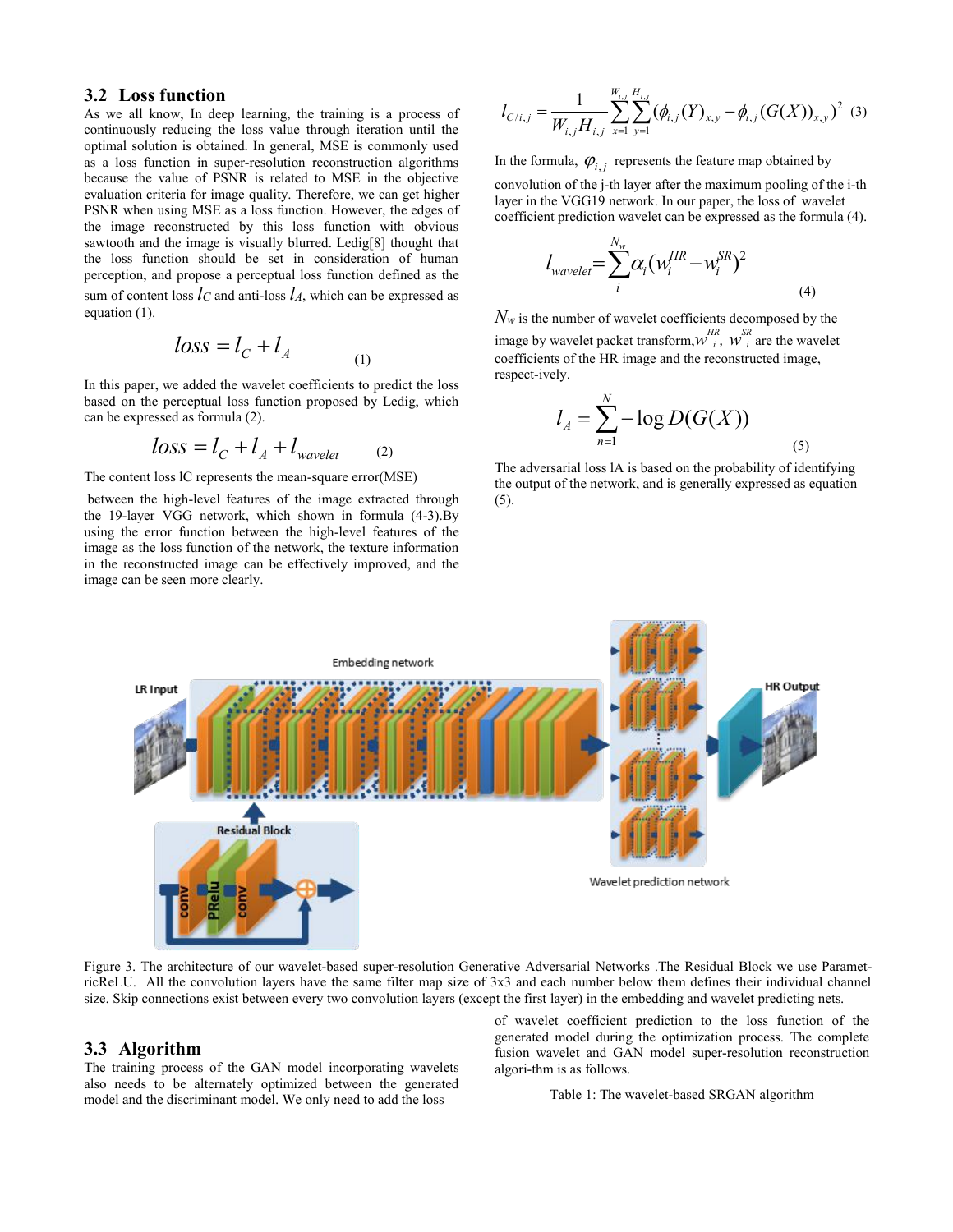## 3.2 Loss function

As we all know, In deep learning, the training is a process of continuously reducing the loss value through iteration until the optimal solution is obtained. In general, MSE is commonly used as a loss function in super-resolution reconstruction algorithms because the value of PSNR is related to MSE in the objective evaluation criteria for image quality. Therefore, we can get higher PSNR when using MSE as a loss function. However, the edges of the image reconstructed by this loss function with obvious sawtooth and the image is visually blurred. Ledig[8] thought that the loss function should be set in consideration of human perception, and propose a perceptual loss function defined as the sum of content loss $l_C$ and anti-loss $l_A$, which can be expressed as equation (1).

$$loss = l_C + l_A \tag{1}$$

In this paper, we added the wavelet coefficients to predict the loss based on the perceptual loss function proposed by Ledig, which can be expressed as formula (2).

$$loss = l_C + l_A + l_{wavelet} \tag{2}$$

The content loss lC represents the mean-square error(MSE) between the high-level features of the image extracted through the 19-layer VGG network, which shown in formula (4-3).By using the error function between the high-level features of the image as the loss function of the network, the texture information in the reconstructed image can be effectively improved, and the image can be seen more clearly.

$$l_{C/i,j} = \frac{1}{W_{i,j}H_{i,j}} \sum_{x=1}^{W_{i,j}} \sum_{y=1}^{H_{i,j}} (\phi_{i,j}(Y)_{x,y} - \phi_{i,j}(G(X))_{x,y})^2 \tag{3}$$

In the formula, $\varphi_{i,j}$ represents the feature map obtained by convolution of the j-th layer after the maximum pooling of the i-th layer in the VGG19 network. In our paper, the loss of wavelet coefficient prediction wavelet can be expressed as the formula (4).

$$l_{wavelet} = \sum_{i}^{N_w} \alpha_i (w_i^{HR} - w_i^{SR})^2 \tag{4}$$

$N_w$ is the number of wavelet coefficients decomposed by the image by wavelet packet transform, $w_i^{HR}$, $w_i^{SR}$ are the wavelet coefficients of the HR image and the reconstructed image, respect-ively.

$$l_A = \sum_{n=1}^{N} -\log D(G(X)) \tag{5}$$

The adversarial loss lA is based on the probability of identifying the output of the network, and is generally expressed as equation (5).

Figure 3. The architecture of our wavelet-based super-resolution Generative Adversarial Networks .The Residual Block we use Paramet-ricReLU. All the convolution layers have the same filter map size of 3x3 and each number below them defines their individual channel size. Skip connections exist between every two convolution layers (except the first layer) in the embedding and wavelet predicting nets.

## 3.3 Algorithm

The training process of the GAN model incorporating wavelets also needs to be alternately optimized between the generated model and the discriminant model. We only need to add the loss of wavelet coefficient prediction to the loss function of the generated model during the optimization process. The complete fusion wavelet and GAN model super-resolution reconstruction algori-thm is as follows.

Table 1: The wavelet-based SRGAN algorithm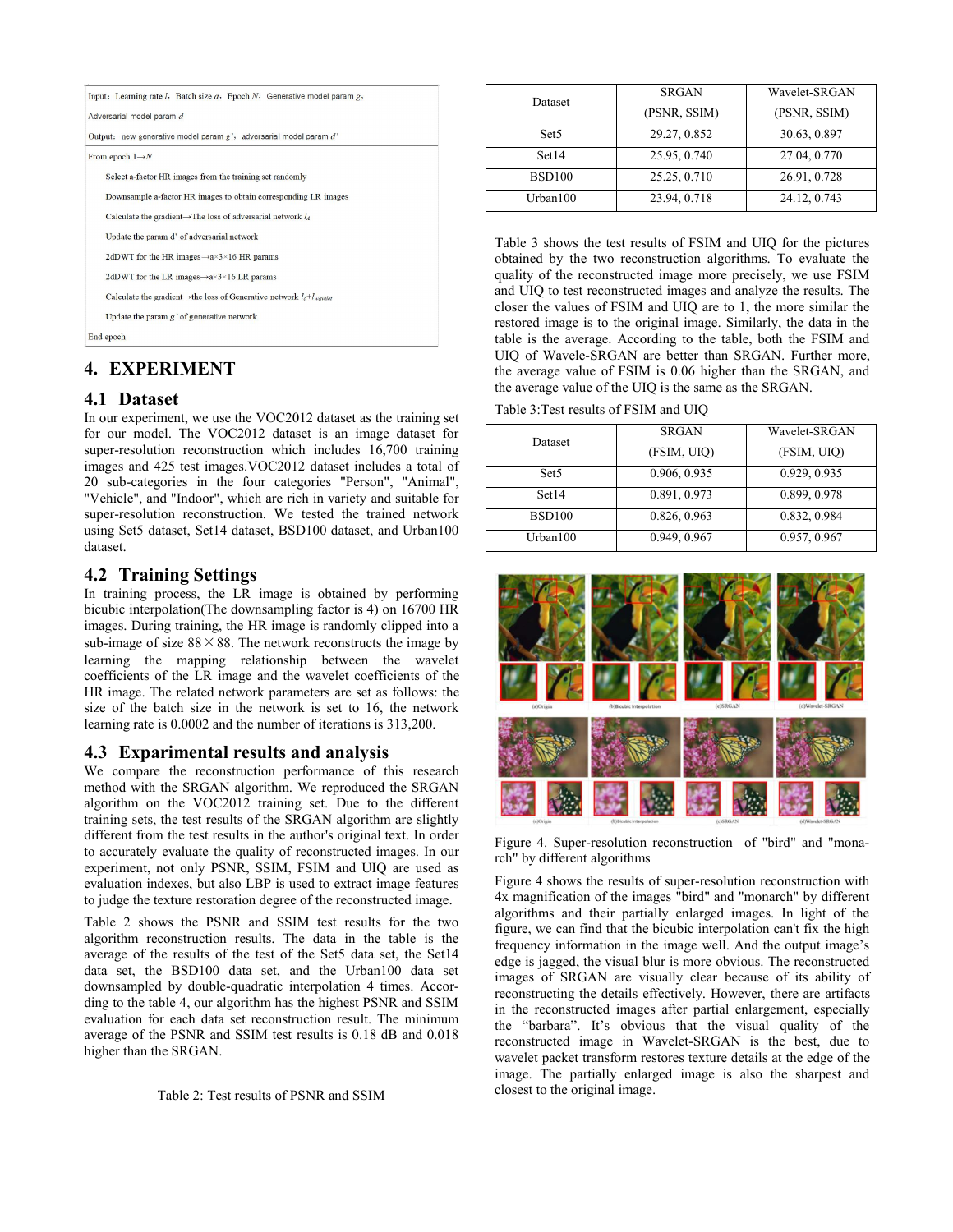Input：Learning rate $l$，Batch size $a$，Epoch $N$，Generative model param $g$，

Adversarial model param $d$

Output：new generative model param $g'$，adversarial model param $d'$

From epoch 1→$N$

Select a-factor HR images from the training set randomly

Downsample a-factor HR images to obtain corresponding LR images

Calculate the gradient→The loss of adversarial network $l_d$

Update the param d' of adversarial network

2dDWT for the HR images→a×3×16 HR params

2dDWT for the LR images→a×3×16 LR params

Calculate the gradient→the loss of Generative network $l_c+l_{wavelet}$

Update the param $g'$ of generative network

End epoch

# 4. EXPERIMENT

## 4.1 Dataset

In our experiment, we use the VOC2012 dataset as the training set for our model. The VOC2012 dataset is an image dataset for super-resolution reconstruction which includes 16,700 training images and 425 test images.VOC2012 dataset includes a total of 20 sub-categories in the four categories "Person", "Animal", "Vehicle", and "Indoor", which are rich in variety and suitable for super-resolution reconstruction. We tested the trained network using Set5 dataset, Set14 dataset, BSD100 dataset, and Urban100 dataset.

## 4.2 Training Settings

In training process, the LR image is obtained by performing bicubic interpolation(The downsampling factor is 4) on 16700 HR images. During training, the HR image is randomly clipped into a sub-image of size 88×88. The network reconstructs the image by learning the mapping relationship between the wavelet coefficients of the LR image and the wavelet coefficients of the HR image. The related network parameters are set as follows: the size of the batch size in the network is set to 16, the network learning rate is 0.0002 and the number of iterations is 313,200.

## 4.3 Experimental results and analysis

We compare the reconstruction performance of this research method with the SRGAN algorithm. We reproduced the SRGAN algorithm on the VOC2012 training set. Due to the different training sets, the test results of the SRGAN algorithm are slightly different from the test results in the author's original text. In order to accurately evaluate the quality of reconstructed images. In our experiment, not only PSNR, SSIM, FSIM and UIQ are used as evaluation indexes, but also LBP is used to extract image features to judge the texture restoration degree of the reconstructed image.

Table 2 shows the PSNR and SSIM test results for the two algorithm reconstruction results. The data in the table is the average of the results of the test of the Set5 data set, the Set14 data set, the BSD100 data set, and the Urban100 data set downsampled by double-quadratic interpolation 4 times. According to the table 4, our algorithm has the highest PSNR and SSIM evaluation for each data set reconstruction result. The minimum average of the PSNR and SSIM test results is 0.18 dB and 0.018 higher than the SRGAN.

Table 2: Test results of PSNR and SSIM

| Dataset | SRGAN (PSNR, SSIM) | Wavelet-SRGAN (PSNR, SSIM) |
|---|---|---|
| Set5 | 29.27, 0.852 | 30.63, 0.897 |
| Set14 | 25.95, 0.740 | 27.04, 0.770 |
| BSD100 | 25.25, 0.710 | 26.91, 0.728 |
| Urban100 | 23.94, 0.718 | 24.12, 0.743 |

Table 3 shows the test results of FSIM and UIQ for the pictures obtained by the two reconstruction algorithms. To evaluate the quality of the reconstructed image more precisely, we use FSIM and UIQ to test reconstructed images and analyze the results. The closer the values of FSIM and UIQ are to 1, the more similar the restored image is to the original image. Similarly, the data in the table is the average. According to the table, both the FSIM and UIQ of Wavele-SRGAN are better than SRGAN. Further more, the average value of FSIM is 0.06 higher than the SRGAN, and the average value of the UIQ is the same as the SRGAN.

Table 3:Test results of FSIM and UIQ

| Dataset | SRGAN (FSIM, UIQ) | Wavelet-SRGAN (FSIM, UIQ) |
|---|---|---|
| Set5 | 0.906, 0.935 | 0.929, 0.935 |
| Set14 | 0.891, 0.973 | 0.899, 0.978 |
| BSD100 | 0.826, 0.963 | 0.832, 0.984 |
| Urban100 | 0.949, 0.967 | 0.957, 0.967 |

(a)Origin (b)Bicubic interpolation (c)SRGAN (d)Wavelet-SRGAN

(a)Origin (b)Bicubic interpolation (c)SRGAN (d)Wavelet-SRGAN

Figure 4. Super-resolution reconstruction of "bird" and "monarch" by different algorithms

Figure 4 shows the results of super-resolution reconstruction with 4x magnification of the images "bird" and "monarch" by different algorithms and their partially enlarged images. In light of the figure, we can find that the bicubic interpolation can't fix the high frequency information in the image well. And the output image's edge is jagged, the visual blur is more obvious. The reconstructed images of SRGAN are visually clear because of its ability of reconstructing the details effectively. However, there are artifacts in the reconstructed images after partial enlargement, especially the "barbara". It's obvious that the visual quality of the reconstructed image in Wavelet-SRGAN is the best, due to wavelet packet transform restores texture details at the edge of the image. The partially enlarged image is also the sharpest and closest to the original image.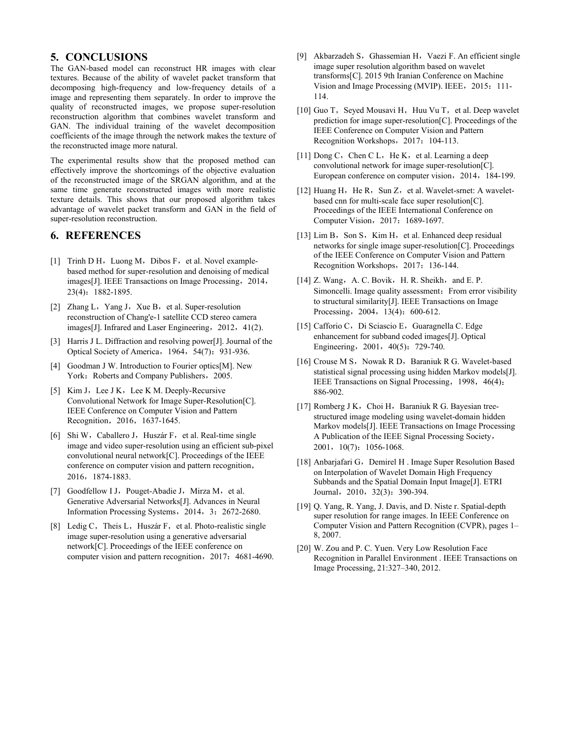## 5. CONCLUSIONS

The GAN-based model can reconstruct HR images with clear textures. Because of the ability of wavelet packet transform that decomposing high-frequency and low-frequency details of a image and representing them separately. In order to improve the quality of reconstructed images, we propose super-resolution reconstruction algorithm that combines wavelet transform and GAN. The individual training of the wavelet decomposition coefficients of the image through the network makes the texture of the reconstructed image more natural.

The experimental results show that the proposed method can effectively improve the shortcomings of the objective evaluation of the reconstructed image of the SRGAN algorithm, and at the same time generate reconstructed images with more realistic texture details. This shows that our proposed algorithm takes advantage of wavelet packet transform and GAN in the field of super-resolution reconstruction.

## 6. REFERENCES

[1] Trinh D H，Luong M，Dibos F，et al. Novel example-based method for super-resolution and denoising of medical images[J]. IEEE Transactions on Image Processing，2014，23(4)：1882-1895.

[2] Zhang L，Yang J，Xue B，et al. Super-resolution reconstruction of Chang'e-1 satellite CCD stereo camera images[J]. Infrared and Laser Engineering，2012，41(2).

[3] Harris J L. Diffraction and resolving power[J]. Journal of the Optical Society of America，1964，54(7)：931-936.

[4] Goodman J W. Introduction to Fourier optics[M]. New York：Roberts and Company Publishers，2005.

[5] Kim J，Lee J K，Lee K M. Deeply-Recursive Convolutional Network for Image Super-Resolution[C]. IEEE Conference on Computer Vision and Pattern Recognition，2016，1637-1645.

[6] Shi W，Caballero J，Huszár F，et al. Real-time single image and video super-resolution using an efficient sub-pixel convolutional neural network[C]. Proceedings of the IEEE conference on computer vision and pattern recognition，2016，1874-1883.

[7] Goodfellow I J，Pouget-Abadie J，Mirza M，et al. Generative Adversarial Networks[J]. Advances in Neural Information Processing Systems，2014，3：2672-2680.

[8] Ledig C，Theis L，Huszár F，et al. Photo-realistic single image super-resolution using a generative adversarial network[C]. Proceedings of the IEEE conference on computer vision and pattern recognition，2017：4681-4690.

[9] Akbarzadeh S，Ghassemian H，Vaezi F. An efficient single image super resolution algorithm based on wavelet transforms[C]. 2015 9th Iranian Conference on Machine Vision and Image Processing (MVIP). IEEE，2015：111-114.

[10] Guo T，Seyed Mousavi H，Huu Vu T，et al. Deep wavelet prediction for image super-resolution[C]. Proceedings of the IEEE Conference on Computer Vision and Pattern Recognition Workshops，2017：104-113.

[11] Dong C，Chen C L，He K，et al. Learning a deep convolutional network for image super-resolution[C]. European conference on computer vision，2014，184-199.

[12] Huang H，He R，Sun Z，et al. Wavelet-srnet: A wavelet-based cnn for multi-scale face super resolution[C]. Proceedings of the IEEE International Conference on Computer Vision，2017：1689-1697.

[13] Lim B，Son S，Kim H，et al. Enhanced deep residual networks for single image super-resolution[C]. Proceedings of the IEEE Conference on Computer Vision and Pattern Recognition Workshops，2017：136-144.

[14] Z. Wang，A. C. Bovik，H. R. Sheikh，and E. P. Simoncelli. Image quality assessment：From error visibility to structural similarity[J]. IEEE Transactions on Image Processing，2004，13(4)：600-612.

[15] Cafforio C，Di Sciascio E，Guaragnella C. Edge enhancement for subband coded images[J]. Optical Engineering，2001，40(5)：729-740.

[16] Crouse M S，Nowak R D，Baraniuk R G. Wavelet-based statistical signal processing using hidden Markov models[J]. IEEE Transactions on Signal Processing，1998，46(4)：886-902.

[17] Romberg J K，Choi H，Baraniuk R G. Bayesian tree-structured image modeling using wavelet-domain hidden Markov models[J]. IEEE Transactions on Image Processing A Publication of the IEEE Signal Processing Society，2001，10(7)：1056-1068.

[18] Anbarjafari G，Demirel H . Image Super Resolution Based on Interpolation of Wavelet Domain High Frequency Subbands and the Spatial Domain Input Image[J]. ETRI Journal，2010，32(3)：390-394.

[19] Q. Yang, R. Yang, J. Davis, and D. Niste r. Spatial-depth super resolution for range images. In IEEE Conference on Computer Vision and Pattern Recognition (CVPR), pages 1–8, 2007.

[20] W. Zou and P. C. Yuen. Very Low Resolution Face Recognition in Parallel Environment . IEEE Transactions on Image Processing, 21:327–340, 2012.